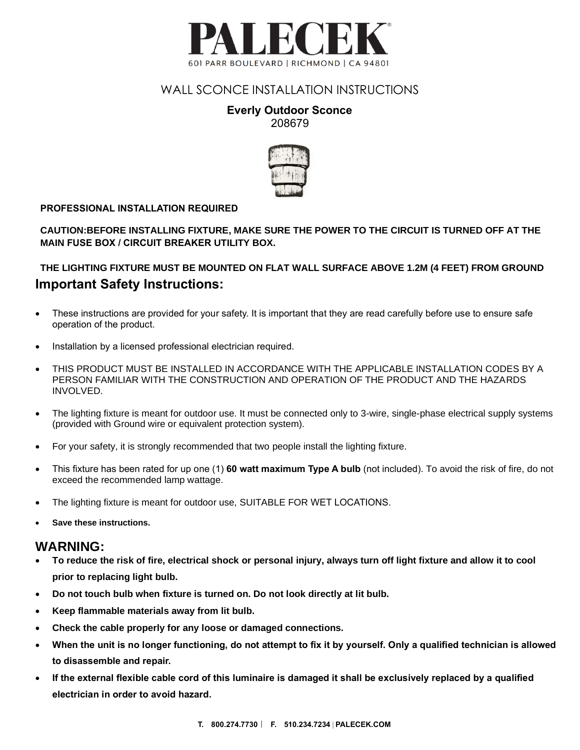# PALECEK

601 PARR BOULEVARD | RICHMOND | CA 94801

## WALL SCONCE INSTALLATION INSTRUCTIONS

**Everly Outdoor Sconce**
208679

**PROFESSIONAL INSTALLATION REQUIRED**

**CAUTION:BEFORE INSTALLING FIXTURE, MAKE SURE THE POWER TO THE CIRCUIT IS TURNED OFF AT THE MAIN FUSE BOX / CIRCUIT BREAKER UTILITY BOX.**

**THE LIGHTING FIXTURE MUST BE MOUNTED ON FLAT WALL SURFACE ABOVE 1.2M (4 FEET) FROM GROUND**

## Important Safety Instructions:

- These instructions are provided for your safety. It is important that they are read carefully before use to ensure safe operation of the product.
- Installation by a licensed professional electrician required.
- THIS PRODUCT MUST BE INSTALLED IN ACCORDANCE WITH THE APPLICABLE INSTALLATION CODES BY A PERSON FAMILIAR WITH THE CONSTRUCTION AND OPERATION OF THE PRODUCT AND THE HAZARDS INVOLVED.
- The lighting fixture is meant for outdoor use. It must be connected only to 3-wire, single-phase electrical supply systems (provided with Ground wire or equivalent protection system).
- For your safety, it is strongly recommended that two people install the lighting fixture.
- This fixture has been rated for up one (1) **60 watt maximum Type A bulb** (not included). To avoid the risk of fire, do not exceed the recommended lamp wattage.
- The lighting fixture is meant for outdoor use, SUITABLE FOR WET LOCATIONS.
- **Save these instructions.**

## WARNING:

- **To reduce the risk of fire, electrical shock or personal injury, always turn off light fixture and allow it to cool prior to replacing light bulb.**
- **Do not touch bulb when fixture is turned on. Do not look directly at lit bulb.**
- **Keep flammable materials away from lit bulb.**
- **Check the cable properly for any loose or damaged connections.**
- **When the unit is no longer functioning, do not attempt to fix it by yourself. Only a qualified technician is allowed to disassemble and repair.**
- **If the external flexible cable cord of this luminaire is damaged it shall be exclusively replaced by a qualified electrician in order to avoid hazard.**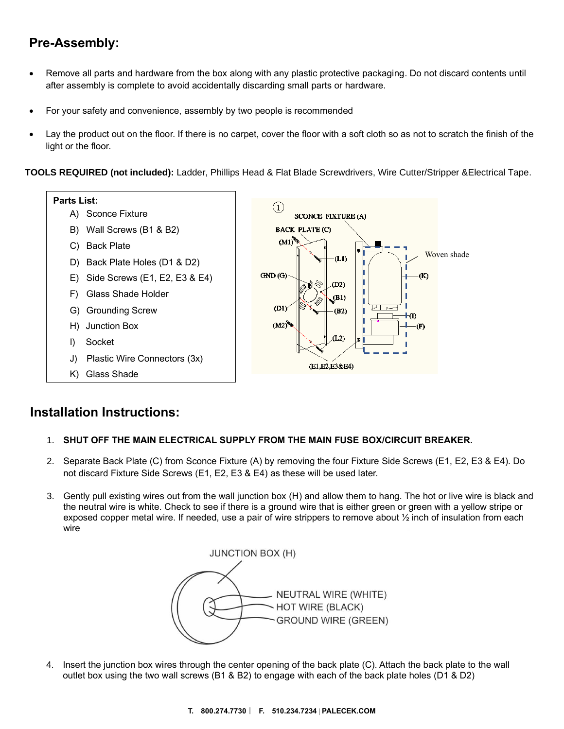## Pre-Assembly:

- Remove all parts and hardware from the box along with any plastic protective packaging. Do not discard contents until after assembly is complete to avoid accidentally discarding small parts or hardware.
- For your safety and convenience, assembly by two people is recommended
- Lay the product out on the floor. If there is no carpet, cover the floor with a soft cloth so as not to scratch the finish of the light or the floor.

**TOOLS REQUIRED (not included):** Ladder, Phillips Head & Flat Blade Screwdrivers, Wire Cutter/Stripper &Electrical Tape.

**Parts List:**

- A) Sconce Fixture
- B) Wall Screws (B1 & B2)
- C) Back Plate
- D) Back Plate Holes (D1 & D2)
- E) Side Screws (E1, E2, E3 & E4)
- F) Glass Shade Holder
- G) Grounding Screw
- H) Junction Box
- I) Socket
- J) Plastic Wire Connectors (3x)
- K) Glass Shade

## Installation Instructions:

1. **SHUT OFF THE MAIN ELECTRICAL SUPPLY FROM THE MAIN FUSE BOX/CIRCUIT BREAKER.**
2. Separate Back Plate (C) from Sconce Fixture (A) by removing the four Fixture Side Screws (E1, E2, E3 & E4). Do not discard Fixture Side Screws (E1, E2, E3 & E4) as these will be used later.
3. Gently pull existing wires out from the wall junction box (H) and allow them to hang. The hot or live wire is black and the neutral wire is white. Check to see if there is a ground wire that is either green or green with a yellow stripe or exposed copper metal wire. If needed, use a pair of wire strippers to remove about ½ inch of insulation from each wire
4. Insert the junction box wires through the center opening of the back plate (C). Attach the back plate to the wall outlet box using the two wall screws (B1 & B2) to engage with each of the back plate holes (D1 & D2)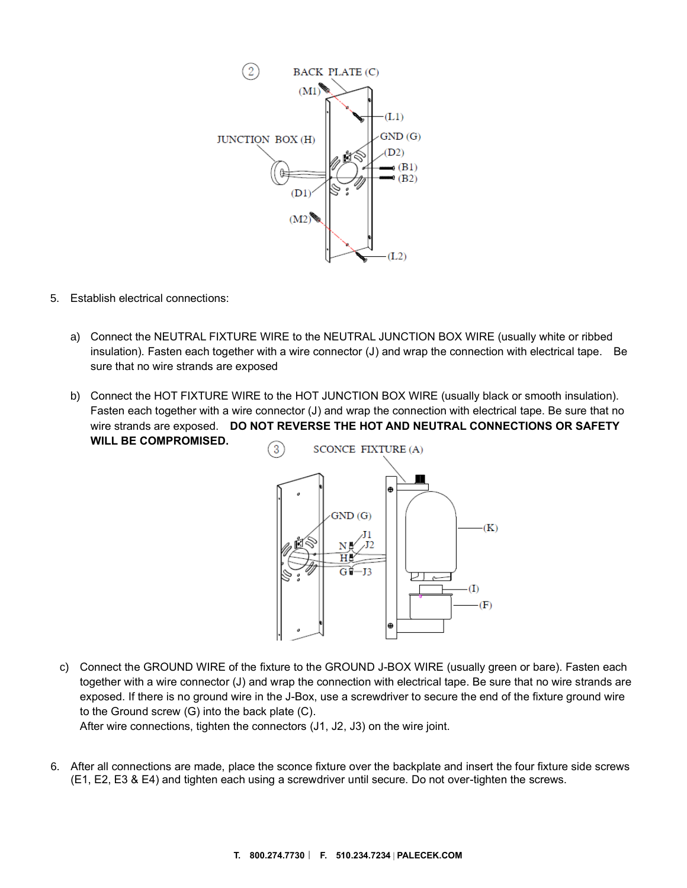5. Establish electrical connections:

   a) Connect the NEUTRAL FIXTURE WIRE to the NEUTRAL JUNCTION BOX WIRE (usually white or ribbed insulation). Fasten each together with a wire connector (J) and wrap the connection with electrical tape. Be sure that no wire strands are exposed

   b) Connect the HOT FIXTURE WIRE to the HOT JUNCTION BOX WIRE (usually black or smooth insulation). Fasten each together with a wire connector (J) and wrap the connection with electrical tape. Be sure that no wire strands are exposed. **DO NOT REVERSE THE HOT AND NEUTRAL CONNECTIONS OR SAFETY WILL BE COMPROMISED.**

   c) Connect the GROUND WIRE of the fixture to the GROUND J-BOX WIRE (usually green or bare). Fasten each together with a wire connector (J) and wrap the connection with electrical tape. Be sure that no wire strands are exposed. If there is no ground wire in the J-Box, use a screwdriver to secure the end of the fixture ground wire to the Ground screw (G) into the back plate (C).
   After wire connections, tighten the connectors (J1, J2, J3) on the wire joint.

6. After all connections are made, place the sconce fixture over the backplate and insert the four fixture side screws (E1, E2, E3 & E4) and tighten each using a screwdriver until secure. Do not over-tighten the screws.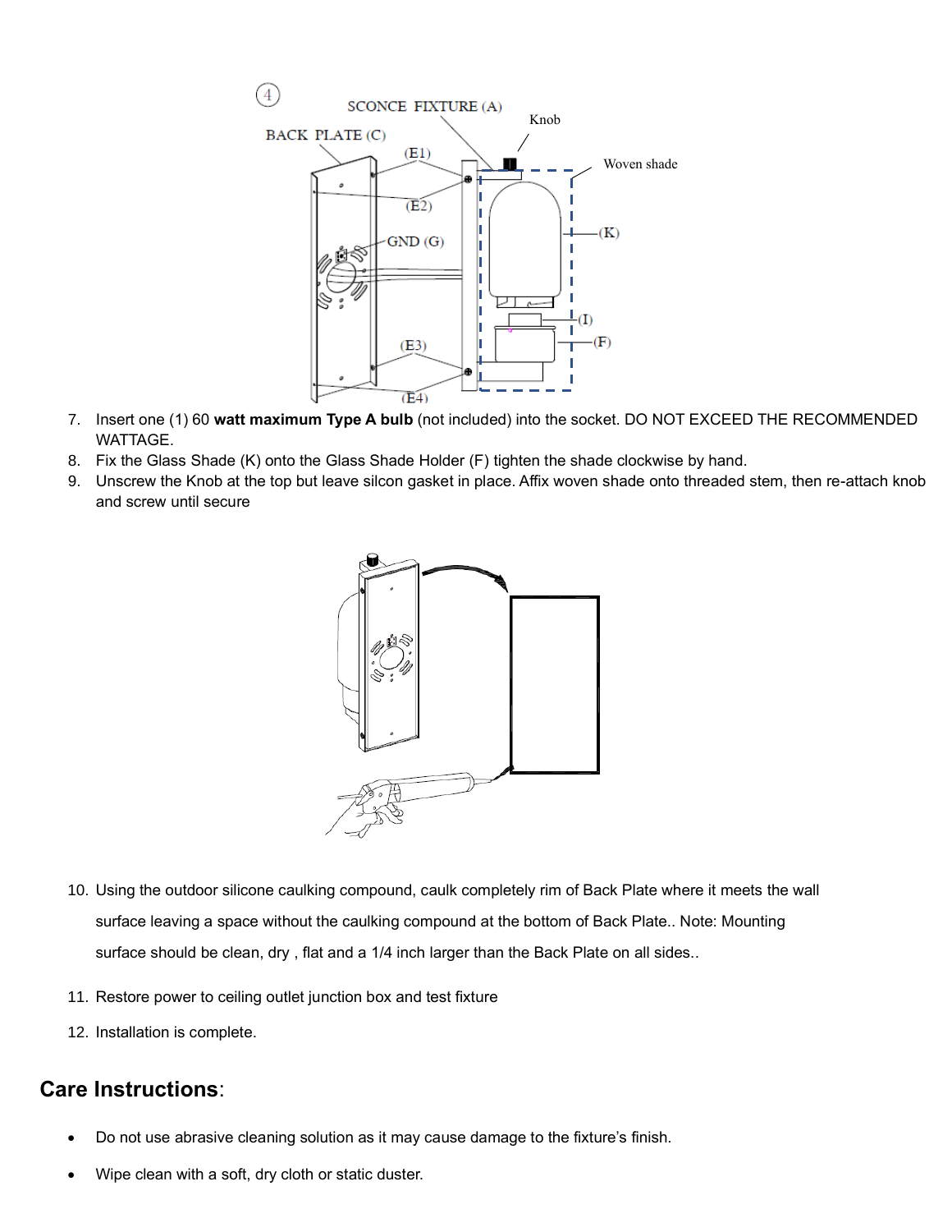7. Insert one (1) 60 **watt maximum Type A bulb** (not included) into the socket. DO NOT EXCEED THE RECOMMENDED WATTAGE.
8. Fix the Glass Shade (K) onto the Glass Shade Holder (F) tighten the shade clockwise by hand.
9. Unscrew the Knob at the top but leave silcon gasket in place. Affix woven shade onto threaded stem, then re-attach knob and screw until secure

10. Using the outdoor silicone caulking compound, caulk completely rim of Back Plate where it meets the wall surface leaving a space without the caulking compound at the bottom of Back Plate.. Note: Mounting surface should be clean, dry , flat and a 1/4 inch larger than the Back Plate on all sides..
11. Restore power to ceiling outlet junction box and test fixture
12. Installation is complete.

## **Care Instructions**:

- Do not use abrasive cleaning solution as it may cause damage to the fixture's finish.
- Wipe clean with a soft, dry cloth or static duster.